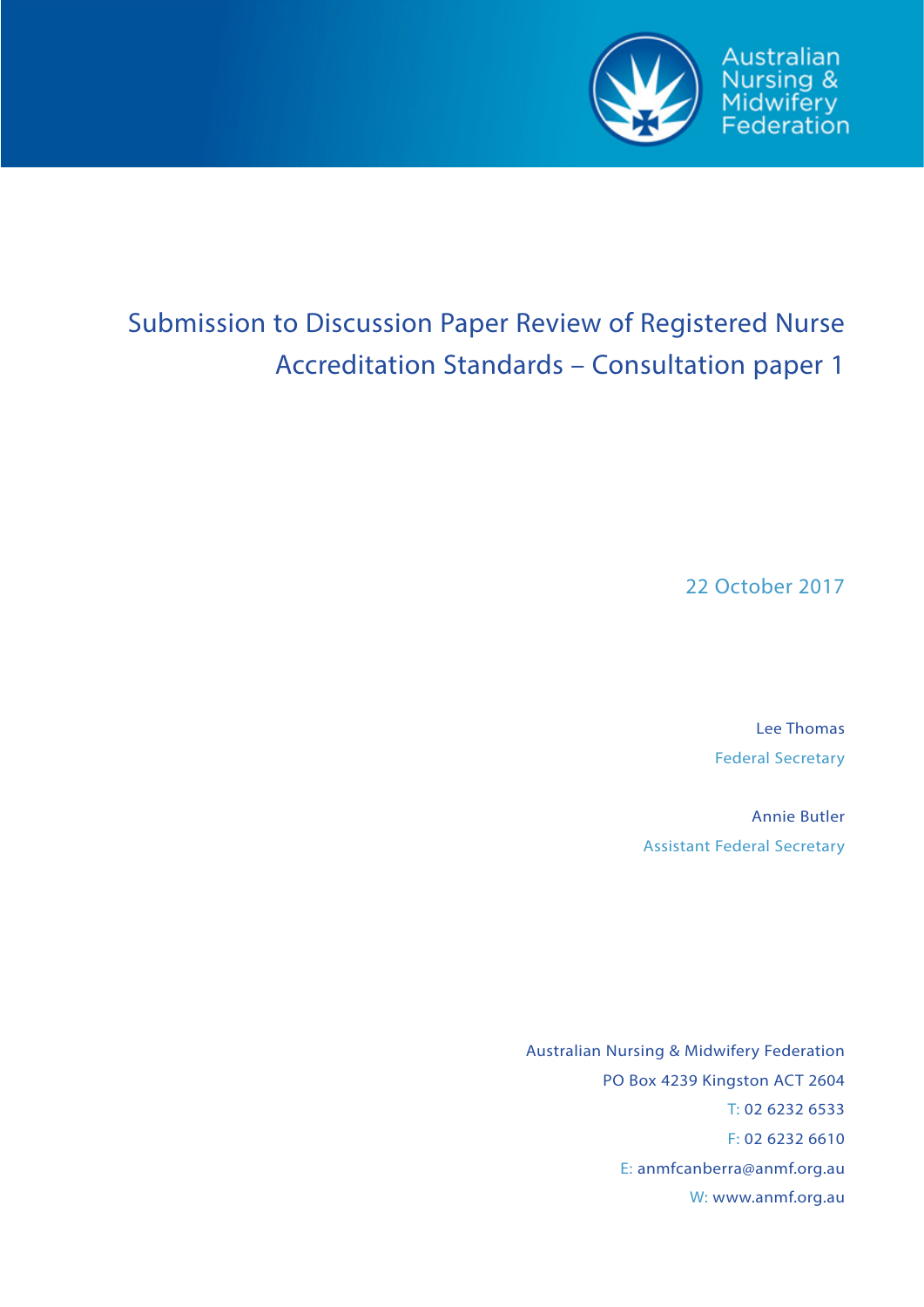Australian Nursing & Midwifery Federation

# Submission to Discussion Paper Review of Registered Nurse Accreditation Standards – Consultation paper 1

22 October 2017

Lee Thomas
Federal Secretary

Annie Butler
Assistant Federal Secretary

Australian Nursing & Midwifery Federation
PO Box 4239 Kingston ACT 2604
T: 02 6232 6533
F: 02 6232 6610
E: anmfcanberra@anmf.org.au
W: www.anmf.org.au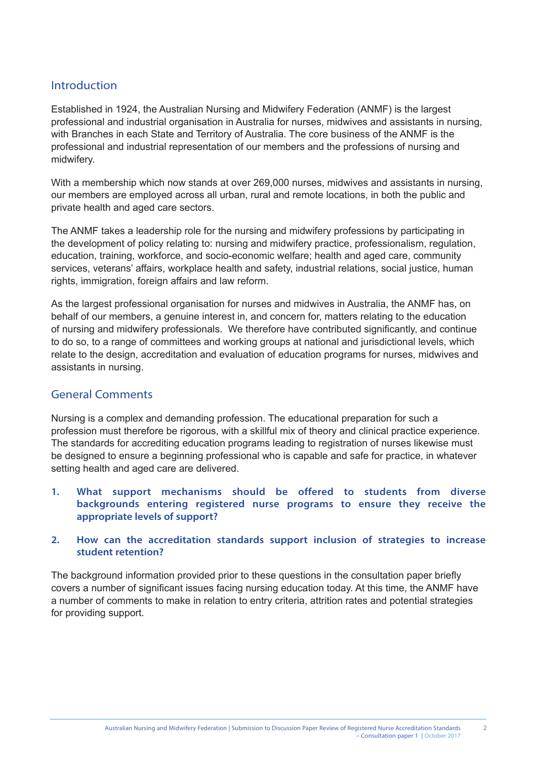## Introduction

Established in 1924, the Australian Nursing and Midwifery Federation (ANMF) is the largest professional and industrial organisation in Australia for nurses, midwives and assistants in nursing, with Branches in each State and Territory of Australia. The core business of the ANMF is the professional and industrial representation of our members and the professions of nursing and midwifery.

With a membership which now stands at over 269,000 nurses, midwives and assistants in nursing, our members are employed across all urban, rural and remote locations, in both the public and private health and aged care sectors.

The ANMF takes a leadership role for the nursing and midwifery professions by participating in the development of policy relating to: nursing and midwifery practice, professionalism, regulation, education, training, workforce, and socio-economic welfare; health and aged care, community services, veterans' affairs, workplace health and safety, industrial relations, social justice, human rights, immigration, foreign affairs and law reform.

As the largest professional organisation for nurses and midwives in Australia, the ANMF has, on behalf of our members, a genuine interest in, and concern for, matters relating to the education of nursing and midwifery professionals. We therefore have contributed significantly, and continue to do so, to a range of committees and working groups at national and jurisdictional levels, which relate to the design, accreditation and evaluation of education programs for nurses, midwives and assistants in nursing.

## General Comments

Nursing is a complex and demanding profession. The educational preparation for such a profession must therefore be rigorous, with a skillful mix of theory and clinical practice experience. The standards for accrediting education programs leading to registration of nurses likewise must be designed to ensure a beginning professional who is capable and safe for practice, in whatever setting health and aged care are delivered.

1. **What support mechanisms should be offered to students from diverse backgrounds entering registered nurse programs to ensure they receive the appropriate levels of support?**

2. **How can the accreditation standards support inclusion of strategies to increase student retention?**

The background information provided prior to these questions in the consultation paper briefly covers a number of significant issues facing nursing education today. At this time, the ANMF have a number of comments to make in relation to entry criteria, attrition rates and potential strategies for providing support.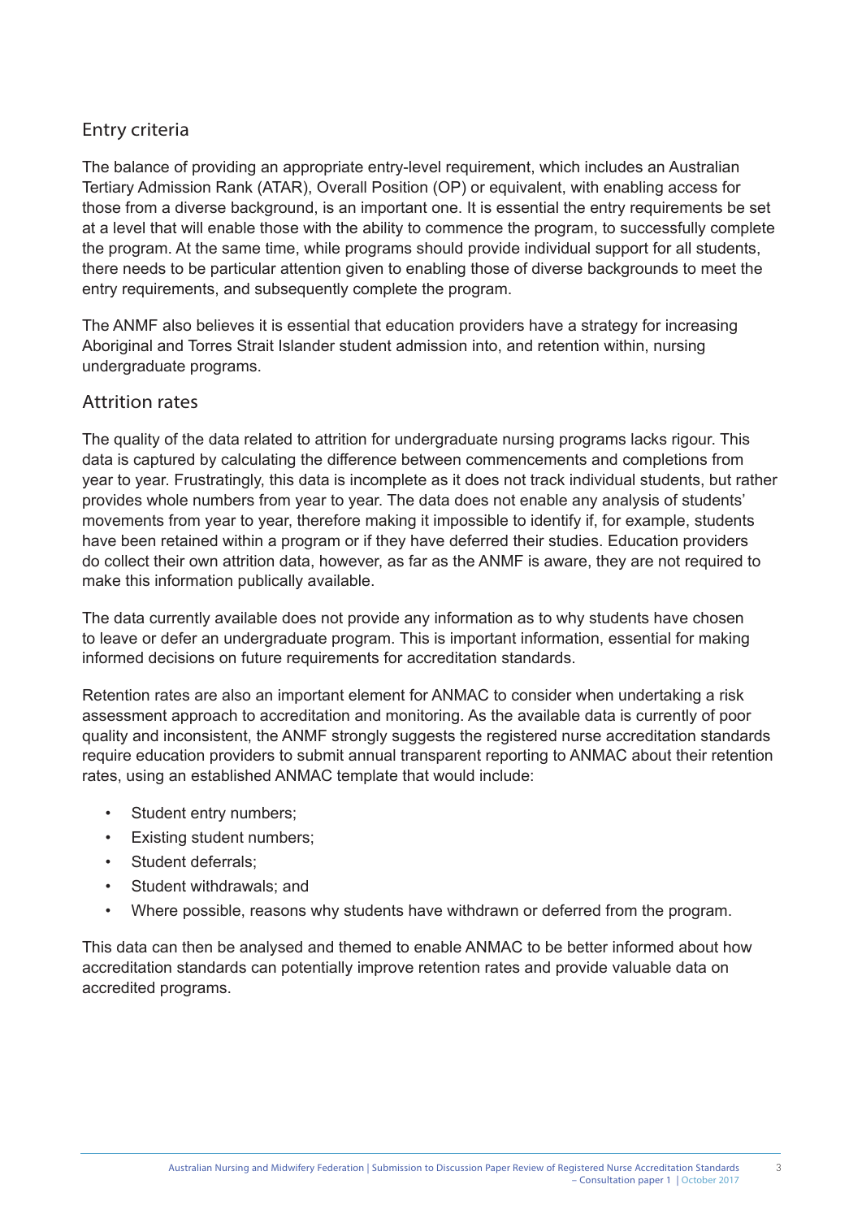## Entry criteria

The balance of providing an appropriate entry-level requirement, which includes an Australian Tertiary Admission Rank (ATAR), Overall Position (OP) or equivalent, with enabling access for those from a diverse background, is an important one. It is essential the entry requirements be set at a level that will enable those with the ability to commence the program, to successfully complete the program. At the same time, while programs should provide individual support for all students, there needs to be particular attention given to enabling those of diverse backgrounds to meet the entry requirements, and subsequently complete the program.

The ANMF also believes it is essential that education providers have a strategy for increasing Aboriginal and Torres Strait Islander student admission into, and retention within, nursing undergraduate programs.

## Attrition rates

The quality of the data related to attrition for undergraduate nursing programs lacks rigour. This data is captured by calculating the difference between commencements and completions from year to year. Frustratingly, this data is incomplete as it does not track individual students, but rather provides whole numbers from year to year. The data does not enable any analysis of students' movements from year to year, therefore making it impossible to identify if, for example, students have been retained within a program or if they have deferred their studies. Education providers do collect their own attrition data, however, as far as the ANMF is aware, they are not required to make this information publically available.

The data currently available does not provide any information as to why students have chosen to leave or defer an undergraduate program. This is important information, essential for making informed decisions on future requirements for accreditation standards.

Retention rates are also an important element for ANMAC to consider when undertaking a risk assessment approach to accreditation and monitoring. As the available data is currently of poor quality and inconsistent, the ANMF strongly suggests the registered nurse accreditation standards require education providers to submit annual transparent reporting to ANMAC about their retention rates, using an established ANMAC template that would include:

- Student entry numbers;
- Existing student numbers;
- Student deferrals;
- Student withdrawals; and
- Where possible, reasons why students have withdrawn or deferred from the program.

This data can then be analysed and themed to enable ANMAC to be better informed about how accreditation standards can potentially improve retention rates and provide valuable data on accredited programs.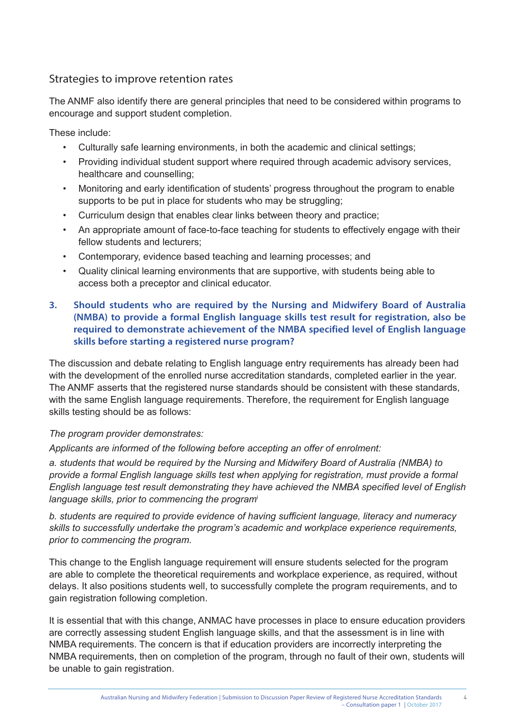## Strategies to improve retention rates

The ANMF also identify there are general principles that need to be considered within programs to encourage and support student completion.

These include:

- Culturally safe learning environments, in both the academic and clinical settings;
- Providing individual student support where required through academic advisory services, healthcare and counselling;
- Monitoring and early identification of students' progress throughout the program to enable supports to be put in place for students who may be struggling;
- Curriculum design that enables clear links between theory and practice;
- An appropriate amount of face-to-face teaching for students to effectively engage with their fellow students and lecturers;
- Contemporary, evidence based teaching and learning processes; and
- Quality clinical learning environments that are supportive, with students being able to access both a preceptor and clinical educator.

### 3. Should students who are required by the Nursing and Midwifery Board of Australia (NMBA) to provide a formal English language skills test result for registration, also be required to demonstrate achievement of the NMBA specified level of English language skills before starting a registered nurse program?

The discussion and debate relating to English language entry requirements has already been had with the development of the enrolled nurse accreditation standards, completed earlier in the year. The ANMF asserts that the registered nurse standards should be consistent with these standards, with the same English language requirements. Therefore, the requirement for English language skills testing should be as follows:

*The program provider demonstrates:*

*Applicants are informed of the following before accepting an offer of enrolment:*

*a. students that would be required by the Nursing and Midwifery Board of Australia (NMBA) to provide a formal English language skills test when applying for registration, must provide a formal English language test result demonstrating they have achieved the NMBA specified level of English language skills, prior to commencing the program*[i]

*b. students are required to provide evidence of having sufficient language, literacy and numeracy skills to successfully undertake the program's academic and workplace experience requirements, prior to commencing the program.*

This change to the English language requirement will ensure students selected for the program are able to complete the theoretical requirements and workplace experience, as required, without delays. It also positions students well, to successfully complete the program requirements, and to gain registration following completion.

It is essential that with this change, ANMAC have processes in place to ensure education providers are correctly assessing student English language skills, and that the assessment is in line with NMBA requirements. The concern is that if education providers are incorrectly interpreting the NMBA requirements, then on completion of the program, through no fault of their own, students will be unable to gain registration.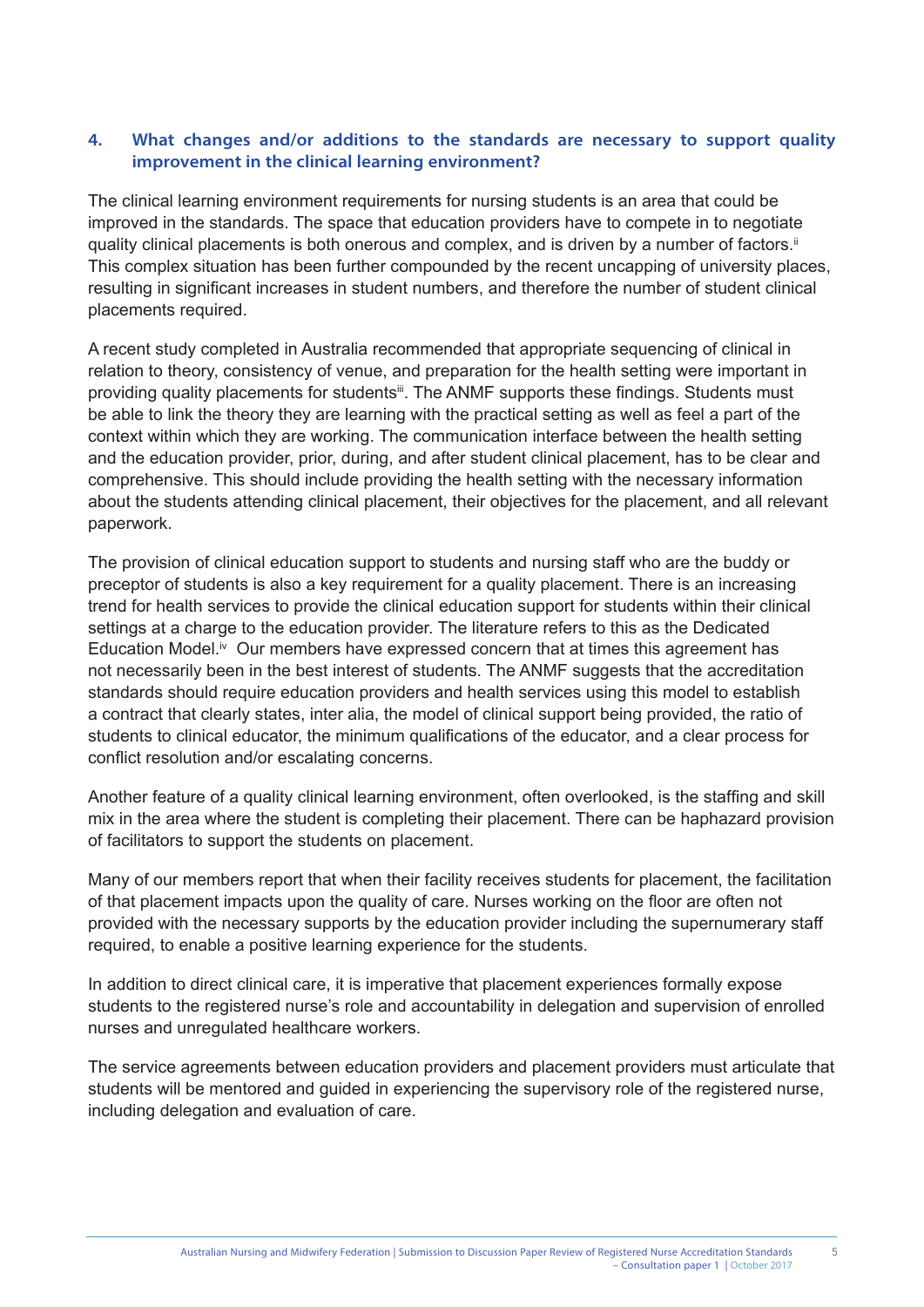## 4. What changes and/or additions to the standards are necessary to support quality improvement in the clinical learning environment?

The clinical learning environment requirements for nursing students is an area that could be improved in the standards. The space that education providers have to compete in to negotiate quality clinical placements is both onerous and complex, and is driven by a number of factors.[ii] This complex situation has been further compounded by the recent uncapping of university places, resulting in significant increases in student numbers, and therefore the number of student clinical placements required.

A recent study completed in Australia recommended that appropriate sequencing of clinical in relation to theory, consistency of venue, and preparation for the health setting were important in providing quality placements for students[iii]. The ANMF supports these findings. Students must be able to link the theory they are learning with the practical setting as well as feel a part of the context within which they are working. The communication interface between the health setting and the education provider, prior, during, and after student clinical placement, has to be clear and comprehensive. This should include providing the health setting with the necessary information about the students attending clinical placement, their objectives for the placement, and all relevant paperwork.

The provision of clinical education support to students and nursing staff who are the buddy or preceptor of students is also a key requirement for a quality placement. There is an increasing trend for health services to provide the clinical education support for students within their clinical settings at a charge to the education provider. The literature refers to this as the Dedicated Education Model.[iv] Our members have expressed concern that at times this agreement has not necessarily been in the best interest of students. The ANMF suggests that the accreditation standards should require education providers and health services using this model to establish a contract that clearly states, inter alia, the model of clinical support being provided, the ratio of students to clinical educator, the minimum qualifications of the educator, and a clear process for conflict resolution and/or escalating concerns.

Another feature of a quality clinical learning environment, often overlooked, is the staffing and skill mix in the area where the student is completing their placement. There can be haphazard provision of facilitators to support the students on placement.

Many of our members report that when their facility receives students for placement, the facilitation of that placement impacts upon the quality of care. Nurses working on the floor are often not provided with the necessary supports by the education provider including the supernumerary staff required, to enable a positive learning experience for the students.

In addition to direct clinical care, it is imperative that placement experiences formally expose students to the registered nurse's role and accountability in delegation and supervision of enrolled nurses and unregulated healthcare workers.

The service agreements between education providers and placement providers must articulate that students will be mentored and guided in experiencing the supervisory role of the registered nurse, including delegation and evaluation of care.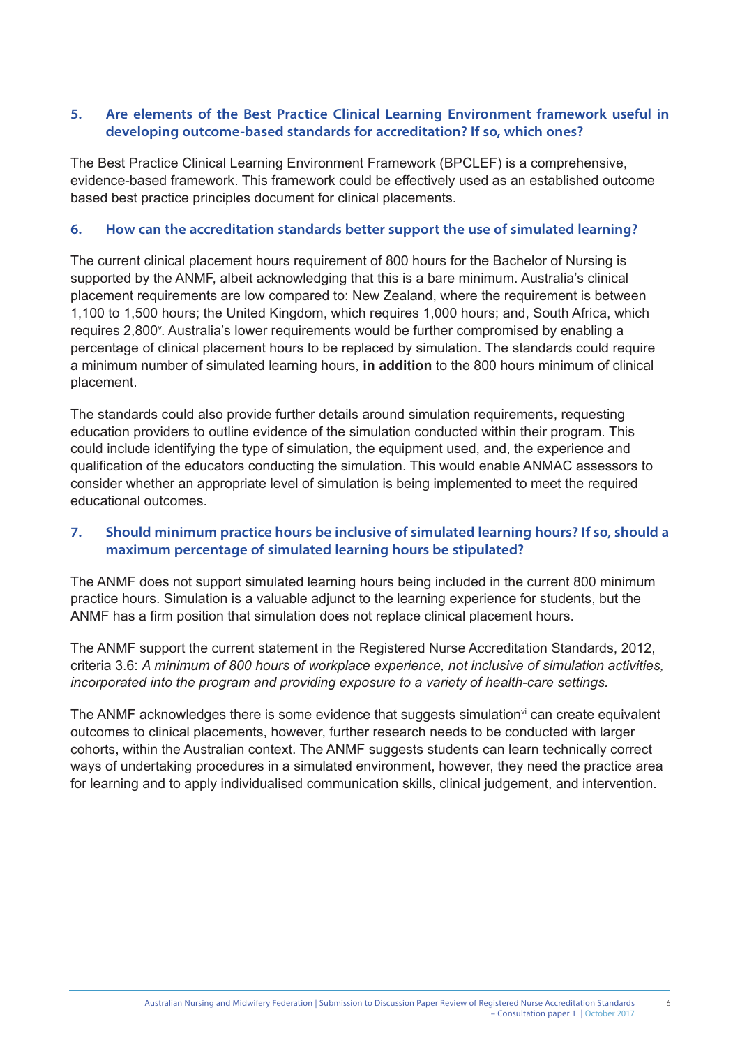### 5. Are elements of the Best Practice Clinical Learning Environment framework useful in developing outcome-based standards for accreditation? If so, which ones?

The Best Practice Clinical Learning Environment Framework (BPCLEF) is a comprehensive, evidence-based framework. This framework could be effectively used as an established outcome based best practice principles document for clinical placements.

### 6. How can the accreditation standards better support the use of simulated learning?

The current clinical placement hours requirement of 800 hours for the Bachelor of Nursing is supported by the ANMF, albeit acknowledging that this is a bare minimum. Australia's clinical placement requirements are low compared to: New Zealand, where the requirement is between 1,100 to 1,500 hours; the United Kingdom, which requires 1,000 hours; and, South Africa, which requires 2,800[v]. Australia's lower requirements would be further compromised by enabling a percentage of clinical placement hours to be replaced by simulation. The standards could require a minimum number of simulated learning hours, **in addition** to the 800 hours minimum of clinical placement.

The standards could also provide further details around simulation requirements, requesting education providers to outline evidence of the simulation conducted within their program. This could include identifying the type of simulation, the equipment used, and, the experience and qualification of the educators conducting the simulation. This would enable ANMAC assessors to consider whether an appropriate level of simulation is being implemented to meet the required educational outcomes.

### 7. Should minimum practice hours be inclusive of simulated learning hours? If so, should a maximum percentage of simulated learning hours be stipulated?

The ANMF does not support simulated learning hours being included in the current 800 minimum practice hours. Simulation is a valuable adjunct to the learning experience for students, but the ANMF has a firm position that simulation does not replace clinical placement hours.

The ANMF support the current statement in the Registered Nurse Accreditation Standards, 2012, criteria 3.6: *A minimum of 800 hours of workplace experience, not inclusive of simulation activities, incorporated into the program and providing exposure to a variety of health-care settings.*

The ANMF acknowledges there is some evidence that suggests simulation[vi] can create equivalent outcomes to clinical placements, however, further research needs to be conducted with larger cohorts, within the Australian context. The ANMF suggests students can learn technically correct ways of undertaking procedures in a simulated environment, however, they need the practice area for learning and to apply individualised communication skills, clinical judgement, and intervention.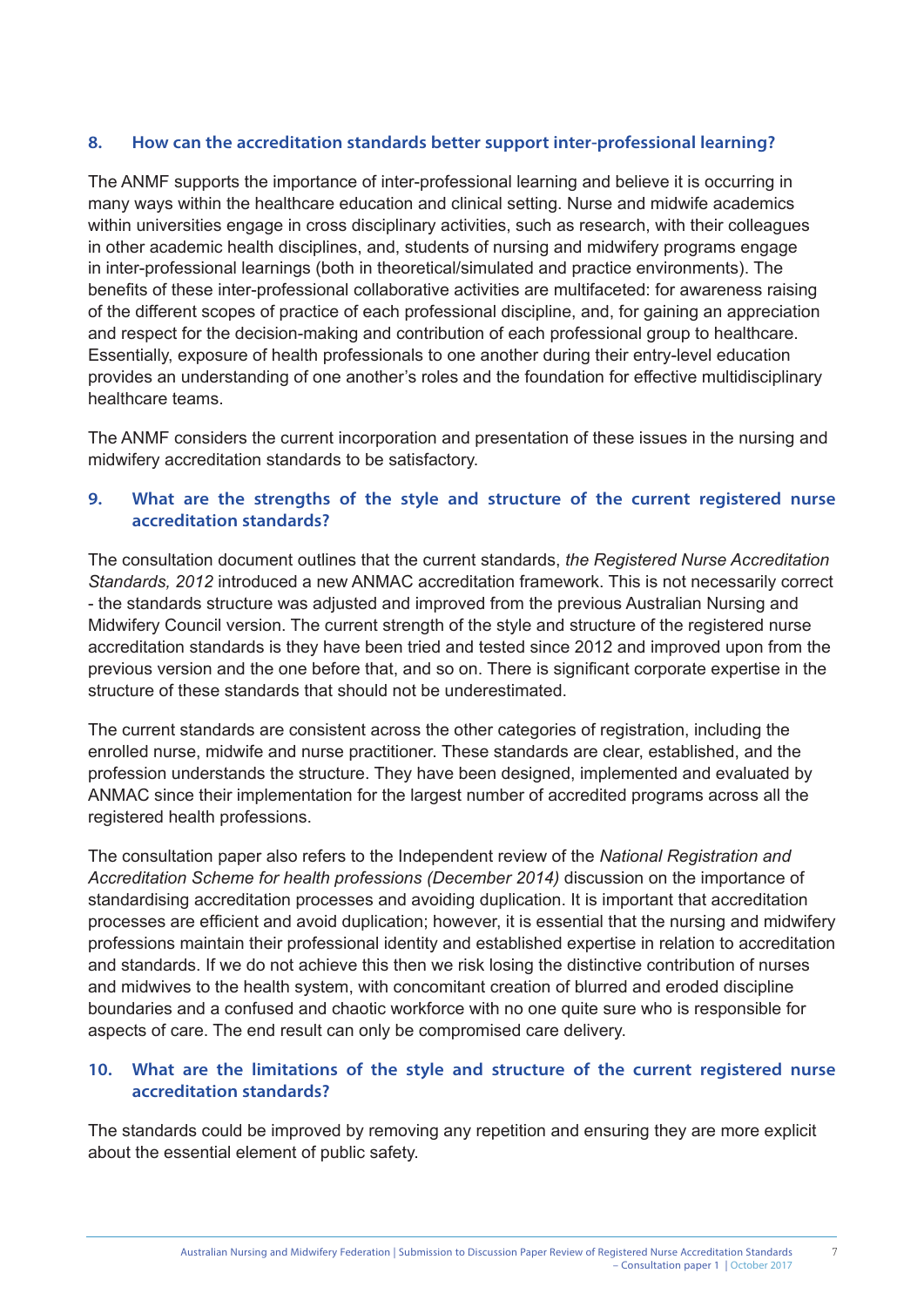### 8. How can the accreditation standards better support inter-professional learning?

The ANMF supports the importance of inter-professional learning and believe it is occurring in many ways within the healthcare education and clinical setting. Nurse and midwife academics within universities engage in cross disciplinary activities, such as research, with their colleagues in other academic health disciplines, and, students of nursing and midwifery programs engage in inter-professional learnings (both in theoretical/simulated and practice environments). The benefits of these inter-professional collaborative activities are multifaceted: for awareness raising of the different scopes of practice of each professional discipline, and, for gaining an appreciation and respect for the decision-making and contribution of each professional group to healthcare. Essentially, exposure of health professionals to one another during their entry-level education provides an understanding of one another's roles and the foundation for effective multidisciplinary healthcare teams.

The ANMF considers the current incorporation and presentation of these issues in the nursing and midwifery accreditation standards to be satisfactory.

### 9. What are the strengths of the style and structure of the current registered nurse accreditation standards?

The consultation document outlines that the current standards, *the Registered Nurse Accreditation Standards, 2012* introduced a new ANMAC accreditation framework. This is not necessarily correct - the standards structure was adjusted and improved from the previous Australian Nursing and Midwifery Council version. The current strength of the style and structure of the registered nurse accreditation standards is they have been tried and tested since 2012 and improved upon from the previous version and the one before that, and so on. There is significant corporate expertise in the structure of these standards that should not be underestimated.

The current standards are consistent across the other categories of registration, including the enrolled nurse, midwife and nurse practitioner. These standards are clear, established, and the profession understands the structure. They have been designed, implemented and evaluated by ANMAC since their implementation for the largest number of accredited programs across all the registered health professions.

The consultation paper also refers to the Independent review of the *National Registration and Accreditation Scheme for health professions (December 2014)* discussion on the importance of standardising accreditation processes and avoiding duplication. It is important that accreditation processes are efficient and avoid duplication; however, it is essential that the nursing and midwifery professions maintain their professional identity and established expertise in relation to accreditation and standards. If we do not achieve this then we risk losing the distinctive contribution of nurses and midwives to the health system, with concomitant creation of blurred and eroded discipline boundaries and a confused and chaotic workforce with no one quite sure who is responsible for aspects of care. The end result can only be compromised care delivery.

### 10. What are the limitations of the style and structure of the current registered nurse accreditation standards?

The standards could be improved by removing any repetition and ensuring they are more explicit about the essential element of public safety.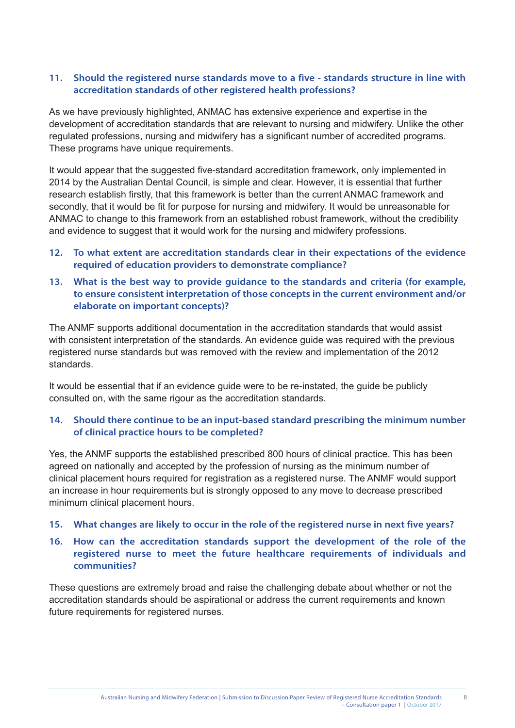### 11. Should the registered nurse standards move to a five - standards structure in line with accreditation standards of other registered health professions?

As we have previously highlighted, ANMAC has extensive experience and expertise in the development of accreditation standards that are relevant to nursing and midwifery. Unlike the other regulated professions, nursing and midwifery has a significant number of accredited programs. These programs have unique requirements.

It would appear that the suggested five-standard accreditation framework, only implemented in 2014 by the Australian Dental Council, is simple and clear. However, it is essential that further research establish firstly, that this framework is better than the current ANMAC framework and secondly, that it would be fit for purpose for nursing and midwifery. It would be unreasonable for ANMAC to change to this framework from an established robust framework, without the credibility and evidence to suggest that it would work for the nursing and midwifery professions.

### 12. To what extent are accreditation standards clear in their expectations of the evidence required of education providers to demonstrate compliance?

### 13. What is the best way to provide guidance to the standards and criteria (for example, to ensure consistent interpretation of those concepts in the current environment and/or elaborate on important concepts)?

The ANMF supports additional documentation in the accreditation standards that would assist with consistent interpretation of the standards. An evidence guide was required with the previous registered nurse standards but was removed with the review and implementation of the 2012 standards.

It would be essential that if an evidence guide were to be re-instated, the guide be publicly consulted on, with the same rigour as the accreditation standards.

### 14. Should there continue to be an input-based standard prescribing the minimum number of clinical practice hours to be completed?

Yes, the ANMF supports the established prescribed 800 hours of clinical practice. This has been agreed on nationally and accepted by the profession of nursing as the minimum number of clinical placement hours required for registration as a registered nurse. The ANMF would support an increase in hour requirements but is strongly opposed to any move to decrease prescribed minimum clinical placement hours.

### 15. What changes are likely to occur in the role of the registered nurse in next five years?

### 16. How can the accreditation standards support the development of the role of the registered nurse to meet the future healthcare requirements of individuals and communities?

These questions are extremely broad and raise the challenging debate about whether or not the accreditation standards should be aspirational or address the current requirements and known future requirements for registered nurses.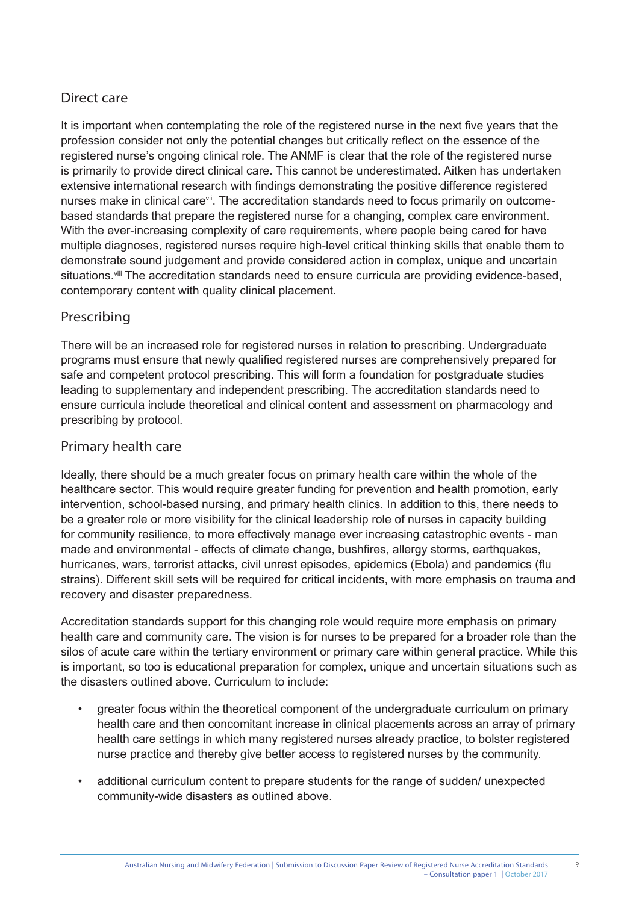## Direct care

It is important when contemplating the role of the registered nurse in the next five years that the profession consider not only the potential changes but critically reflect on the essence of the registered nurse's ongoing clinical role. The ANMF is clear that the role of the registered nurse is primarily to provide direct clinical care. This cannot be underestimated. Aitken has undertaken extensive international research with findings demonstrating the positive difference registered nurses make in clinical care[vii]. The accreditation standards need to focus primarily on outcome-based standards that prepare the registered nurse for a changing, complex care environment. With the ever-increasing complexity of care requirements, where people being cared for have multiple diagnoses, registered nurses require high-level critical thinking skills that enable them to demonstrate sound judgement and provide considered action in complex, unique and uncertain situations.[viii] The accreditation standards need to ensure curricula are providing evidence-based, contemporary content with quality clinical placement.

## Prescribing

There will be an increased role for registered nurses in relation to prescribing. Undergraduate programs must ensure that newly qualified registered nurses are comprehensively prepared for safe and competent protocol prescribing. This will form a foundation for postgraduate studies leading to supplementary and independent prescribing. The accreditation standards need to ensure curricula include theoretical and clinical content and assessment on pharmacology and prescribing by protocol.

## Primary health care

Ideally, there should be a much greater focus on primary health care within the whole of the healthcare sector. This would require greater funding for prevention and health promotion, early intervention, school-based nursing, and primary health clinics. In addition to this, there needs to be a greater role or more visibility for the clinical leadership role of nurses in capacity building for community resilience, to more effectively manage ever increasing catastrophic events - man made and environmental - effects of climate change, bushfires, allergy storms, earthquakes, hurricanes, wars, terrorist attacks, civil unrest episodes, epidemics (Ebola) and pandemics (flu strains). Different skill sets will be required for critical incidents, with more emphasis on trauma and recovery and disaster preparedness.

Accreditation standards support for this changing role would require more emphasis on primary health care and community care. The vision is for nurses to be prepared for a broader role than the silos of acute care within the tertiary environment or primary care within general practice. While this is important, so too is educational preparation for complex, unique and uncertain situations such as the disasters outlined above. Curriculum to include:

- greater focus within the theoretical component of the undergraduate curriculum on primary health care and then concomitant increase in clinical placements across an array of primary health care settings in which many registered nurses already practice, to bolster registered nurse practice and thereby give better access to registered nurses by the community.
- additional curriculum content to prepare students for the range of sudden/ unexpected community-wide disasters as outlined above.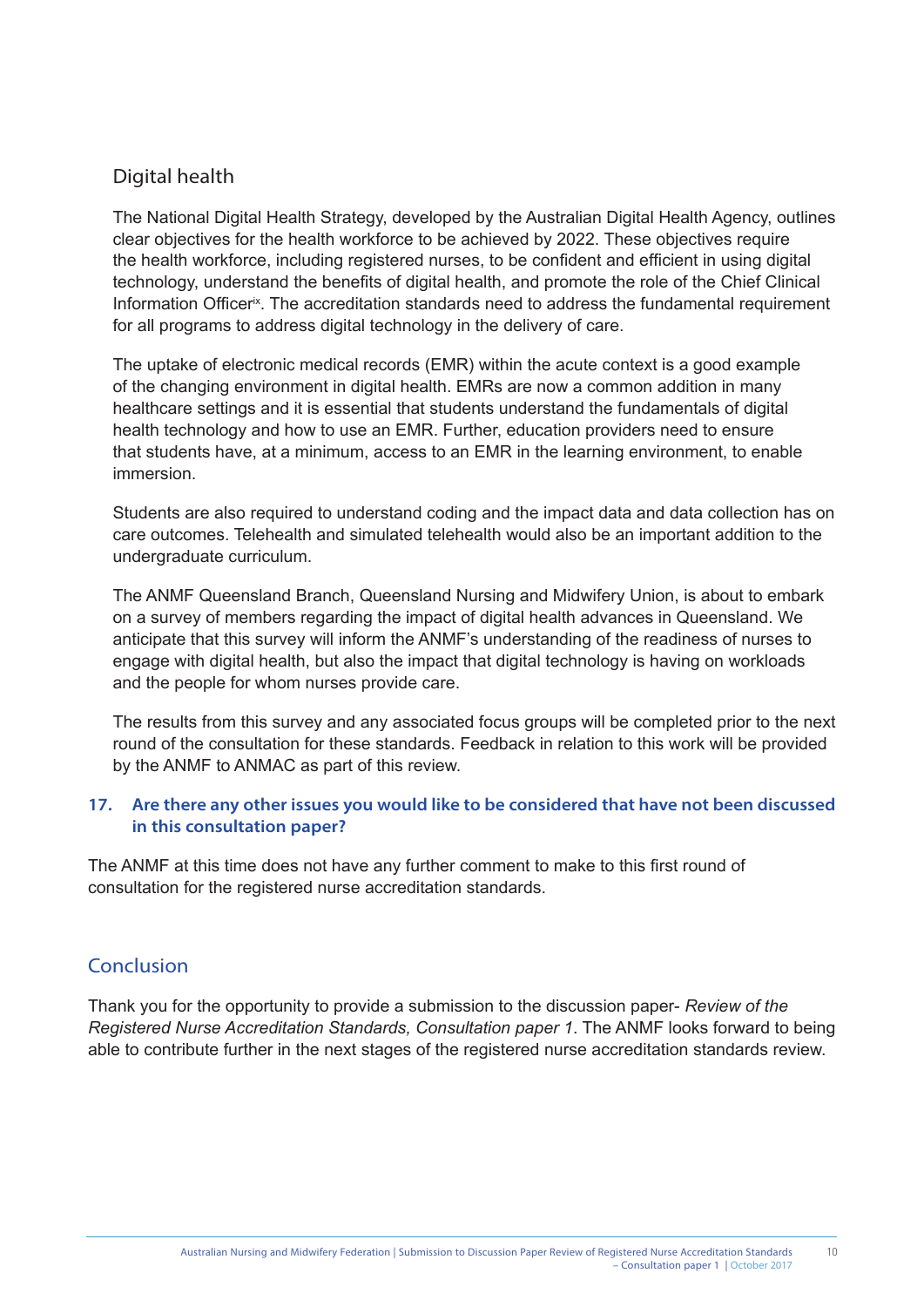## Digital health

The National Digital Health Strategy, developed by the Australian Digital Health Agency, outlines clear objectives for the health workforce to be achieved by 2022. These objectives require the health workforce, including registered nurses, to be confident and efficient in using digital technology, understand the benefits of digital health, and promote the role of the Chief Clinical Information Officer[ix]. The accreditation standards need to address the fundamental requirement for all programs to address digital technology in the delivery of care.

The uptake of electronic medical records (EMR) within the acute context is a good example of the changing environment in digital health. EMRs are now a common addition in many healthcare settings and it is essential that students understand the fundamentals of digital health technology and how to use an EMR. Further, education providers need to ensure that students have, at a minimum, access to an EMR in the learning environment, to enable immersion.

Students are also required to understand coding and the impact data and data collection has on care outcomes. Telehealth and simulated telehealth would also be an important addition to the undergraduate curriculum.

The ANMF Queensland Branch, Queensland Nursing and Midwifery Union, is about to embark on a survey of members regarding the impact of digital health advances in Queensland. We anticipate that this survey will inform the ANMF's understanding of the readiness of nurses to engage with digital health, but also the impact that digital technology is having on workloads and the people for whom nurses provide care.

The results from this survey and any associated focus groups will be completed prior to the next round of the consultation for these standards. Feedback in relation to this work will be provided by the ANMF to ANMAC as part of this review.

**17. Are there any other issues you would like to be considered that have not been discussed in this consultation paper?**

The ANMF at this time does not have any further comment to make to this first round of consultation for the registered nurse accreditation standards.

## Conclusion

Thank you for the opportunity to provide a submission to the discussion paper- *Review of the Registered Nurse Accreditation Standards, Consultation paper 1*. The ANMF looks forward to being able to contribute further in the next stages of the registered nurse accreditation standards review.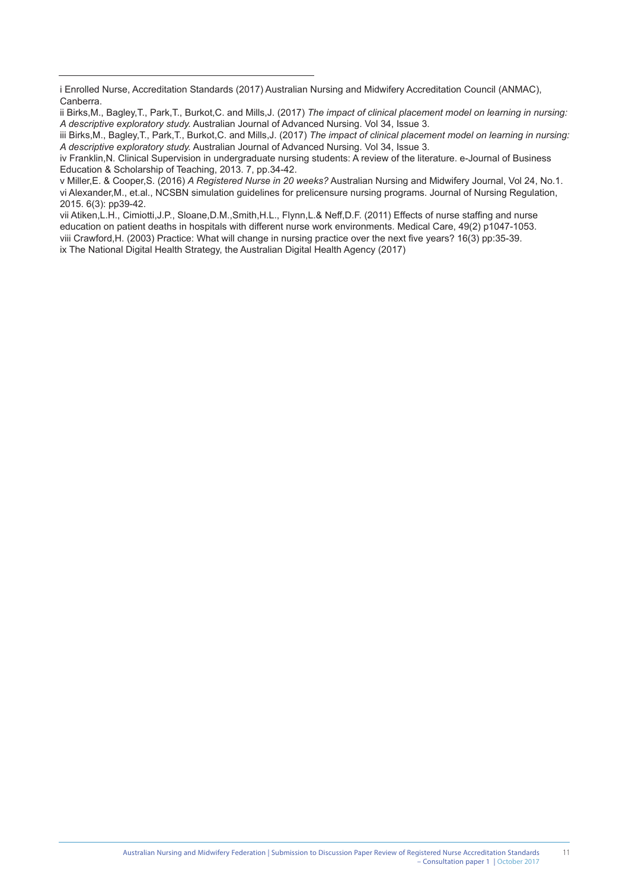---

i Enrolled Nurse, Accreditation Standards (2017) Australian Nursing and Midwifery Accreditation Council (ANMAC), Canberra.

ii Birks,M., Bagley,T., Park,T., Burkot,C. and Mills,J. (2017) *The impact of clinical placement model on learning in nursing: A descriptive exploratory study.* Australian Journal of Advanced Nursing. Vol 34, Issue 3.

iii Birks,M., Bagley,T., Park,T., Burkot,C. and Mills,J. (2017) *The impact of clinical placement model on learning in nursing: A descriptive exploratory study.* Australian Journal of Advanced Nursing. Vol 34, Issue 3.

iv Franklin,N. Clinical Supervision in undergraduate nursing students: A review of the literature. e-Journal of Business Education & Scholarship of Teaching, 2013. 7, pp.34-42.

v Miller,E. & Cooper,S. (2016) *A Registered Nurse in 20 weeks?* Australian Nursing and Midwifery Journal, Vol 24, No.1.

vi Alexander,M., et.al., NCSBN simulation guidelines for prelicensure nursing programs. Journal of Nursing Regulation, 2015. 6(3): pp39-42.

vii Atiken,L.H., Cimiotti,J.P., Sloane,D.M.,Smith,H.L., Flynn,L.& Neff,D.F. (2011) Effects of nurse staffing and nurse education on patient deaths in hospitals with different nurse work environments. Medical Care, 49(2) p1047-1053.

viii Crawford,H. (2003) Practice: What will change in nursing practice over the next five years? 16(3) pp:35-39.

ix The National Digital Health Strategy, the Australian Digital Health Agency (2017)